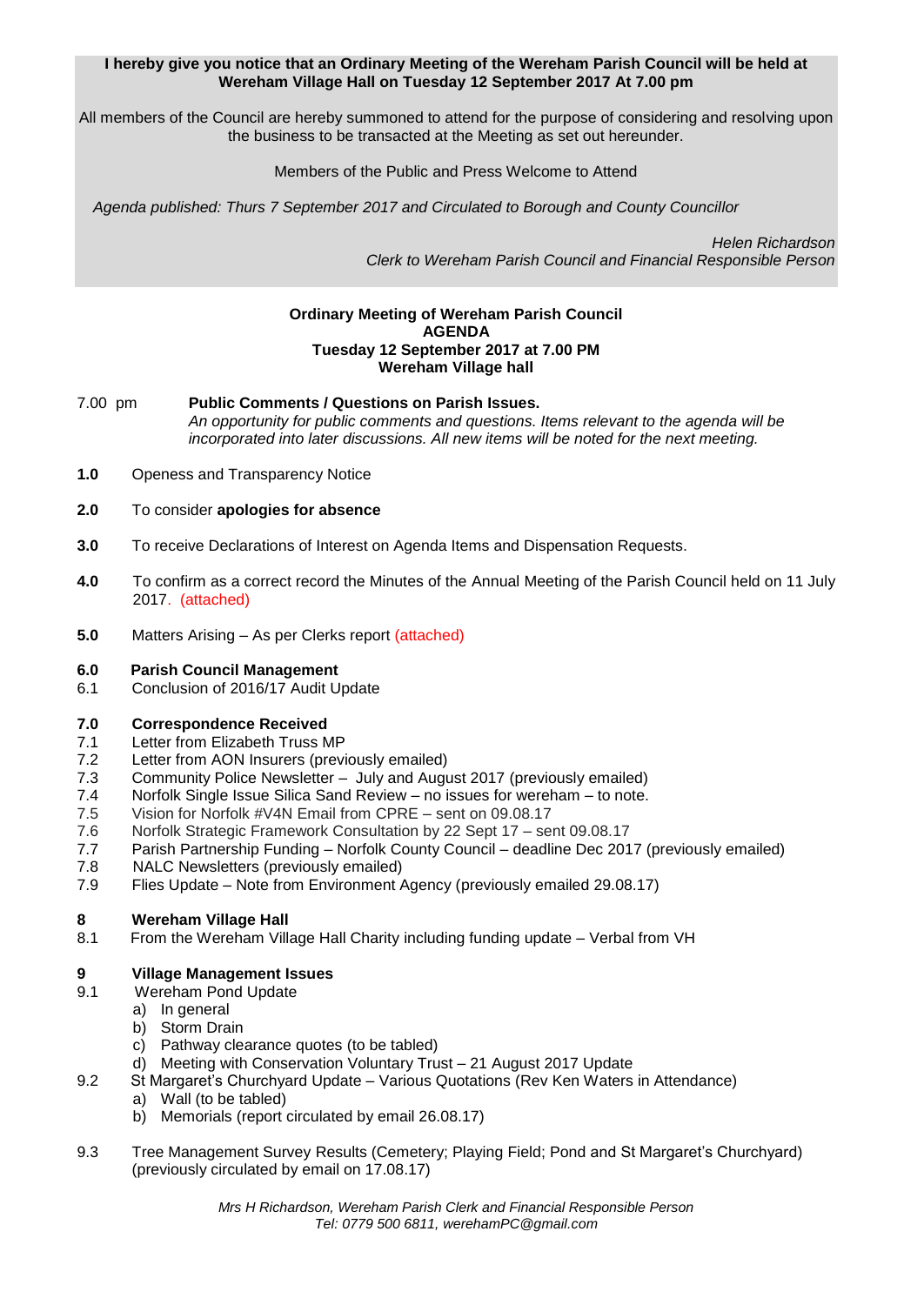**I hereby give you notice that an Ordinary Meeting of the Wereham Parish Council will be held at Wereham Village Hall on Tuesday 12 September 2017 At 7.00 pm**

All members of the Council are hereby summoned to attend for the purpose of considering and resolving upon the business to be transacted at the Meeting as set out hereunder.

Members of the Public and Press Welcome to Attend

*Agenda published: Thurs 7 September 2017 and Circulated to Borough and County Councillor*

*Helen Richardson*
*Clerk to Wereham Parish Council and Financial Responsible Person*

**Ordinary Meeting of Wereham Parish Council**
**AGENDA**
**Tuesday 12 September 2017 at 7.00 PM**
**Wereham Village hall**

7.00 pm **Public Comments / Questions on Parish Issues.**
*An opportunity for public comments and questions. Items relevant to the agenda will be incorporated into later discussions. All new items will be noted for the next meeting.*

**1.0** Openess and Transparency Notice

**2.0** To consider **apologies for absence**

**3.0** To receive Declarations of Interest on Agenda Items and Dispensation Requests.

**4.0** To confirm as a correct record the Minutes of the Annual Meeting of the Parish Council held on 11 July 2017. (attached)

**5.0** Matters Arising – As per Clerks report (attached)

**6.0 Parish Council Management**
6.1 Conclusion of 2016/17 Audit Update

**7.0 Correspondence Received**
7.1 Letter from Elizabeth Truss MP
7.2 Letter from AON Insurers (previously emailed)
7.3 Community Police Newsletter – July and August 2017 (previously emailed)
7.4 Norfolk Single Issue Silica Sand Review – no issues for wereham – to note.
7.5 Vision for Norfolk #V4N Email from CPRE – sent on 09.08.17
7.6 Norfolk Strategic Framework Consultation by 22 Sept 17 – sent 09.08.17
7.7 Parish Partnership Funding – Norfolk County Council – deadline Dec 2017 (previously emailed)
7.8 NALC Newsletters (previously emailed)
7.9 Flies Update – Note from Environment Agency (previously emailed 29.08.17)

**8 Wereham Village Hall**
8.1 From the Wereham Village Hall Charity including funding update – Verbal from VH

**9 Village Management Issues**
9.1 Wereham Pond Update
   a) In general
   b) Storm Drain
   c) Pathway clearance quotes (to be tabled)
   d) Meeting with Conservation Voluntary Trust – 21 August 2017 Update
9.2 St Margaret's Churchyard Update – Various Quotations (Rev Ken Waters in Attendance)
   a) Wall (to be tabled)
   b) Memorials (report circulated by email 26.08.17)

9.3 Tree Management Survey Results (Cemetery; Playing Field; Pond and St Margaret's Churchyard) (previously circulated by email on 17.08.17)

*Mrs H Richardson, Wereham Parish Clerk and Financial Responsible Person*
*Tel: 0779 500 6811, werehamPC@gmail.com*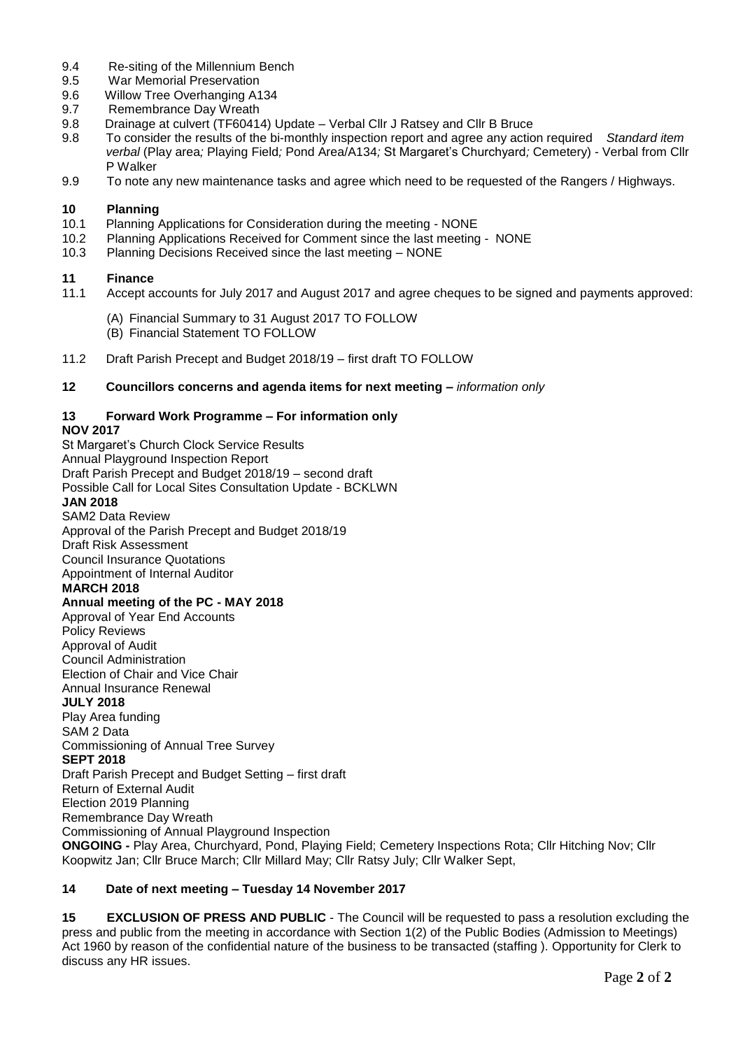9.4 Re-siting of the Millennium Bench
9.5 War Memorial Preservation
9.6 Willow Tree Overhanging A134
9.7 Remembrance Day Wreath
9.8 Drainage at culvert (TF60414) Update – Verbal Cllr J Ratsey and Cllr B Bruce
9.8 To consider the results of the bi-monthly inspection report and agree any action required *Standard item verbal* (Play area*;* Playing Field*;* Pond Area/A134*;* St Margaret's Churchyard*;* Cemetery) - Verbal from Cllr P Walker
9.9 To note any new maintenance tasks and agree which need to be requested of the Rangers / Highways.

## 10 Planning

10.1 Planning Applications for Consideration during the meeting - NONE
10.2 Planning Applications Received for Comment since the last meeting - NONE
10.3 Planning Decisions Received since the last meeting – NONE

## 11 Finance

11.1 Accept accounts for July 2017 and August 2017 and agree cheques to be signed and payments approved:

(A) Financial Summary to 31 August 2017 TO FOLLOW
(B) Financial Statement TO FOLLOW

11.2 Draft Parish Precept and Budget 2018/19 – first draft TO FOLLOW

## 12 Councillors concerns and agenda items for next meeting – *information only*

## 13 Forward Work Programme – For information only

**NOV 2017**

St Margaret's Church Clock Service Results
Annual Playground Inspection Report
Draft Parish Precept and Budget 2018/19 – second draft
Possible Call for Local Sites Consultation Update - BCKLWN

**JAN 2018**

SAM2 Data Review
Approval of the Parish Precept and Budget 2018/19
Draft Risk Assessment
Council Insurance Quotations
Appointment of Internal Auditor

**MARCH 2018**

**Annual meeting of the PC - MAY 2018**

Approval of Year End Accounts
Policy Reviews
Approval of Audit
Council Administration
Election of Chair and Vice Chair
Annual Insurance Renewal

**JULY 2018**

Play Area funding
SAM 2 Data
Commissioning of Annual Tree Survey

**SEPT 2018**

Draft Parish Precept and Budget Setting – first draft
Return of External Audit
Election 2019 Planning
Remembrance Day Wreath
Commissioning of Annual Playground Inspection

**ONGOING -** Play Area, Churchyard, Pond, Playing Field; Cemetery Inspections Rota; Cllr Hitching Nov; Cllr Koopwitz Jan; Cllr Bruce March; Cllr Millard May; Cllr Ratsy July; Cllr Walker Sept,

## 14 Date of next meeting – Tuesday 14 November 2017

**15 EXCLUSION OF PRESS AND PUBLIC** - The Council will be requested to pass a resolution excluding the press and public from the meeting in accordance with Section 1(2) of the Public Bodies (Admission to Meetings) Act 1960 by reason of the confidential nature of the business to be transacted (staffing ). Opportunity for Clerk to discuss any HR issues.